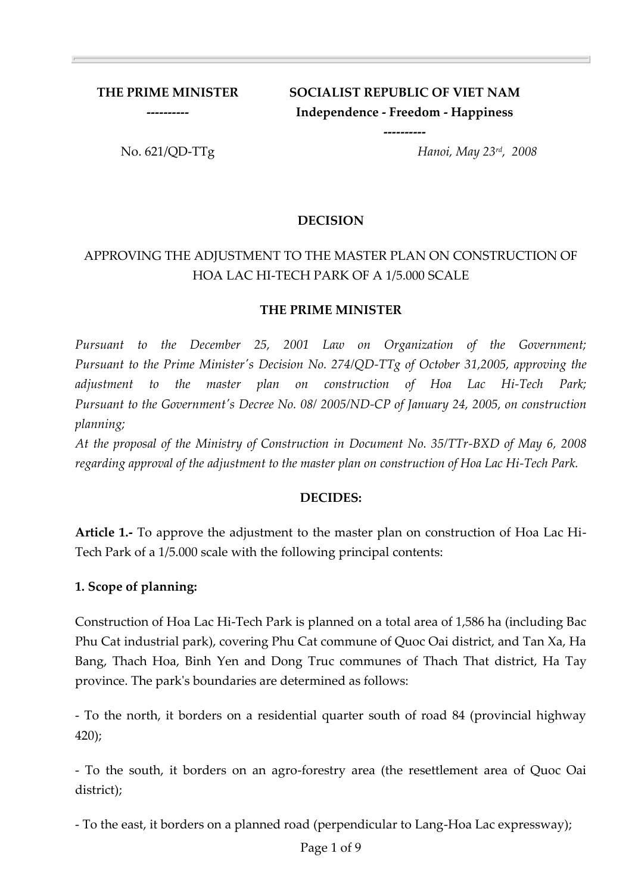| THE PRIME MINISTER | SOCIALIST REPUBLIC OF VIET NAM |
| --- | --- |
| ---------- | Independence - Freedom - Happiness |
| | ---------- |
| No. 621/QD-TTg | *Hanoi, May 23rd, 2008* |

**DECISION**

APPROVING THE ADJUSTMENT TO THE MASTER PLAN ON CONSTRUCTION OF HOA LAC HI-TECH PARK OF A 1/5.000 SCALE

**THE PRIME MINISTER**

*Pursuant to the December 25, 2001 Law on Organization of the Government;*
*Pursuant to the Prime Minister's Decision No. 274/QD-TTg of October 31,2005, approving the adjustment to the master plan on construction of Hoa Lac Hi-Tech Park;*
*Pursuant to the Government's Decree No. 08/ 2005/ND-CP of January 24, 2005, on construction planning;*
*At the proposal of the Ministry of Construction in Document No. 35/TTr-BXD of May 6, 2008 regarding approval of the adjustment to the master plan on construction of Hoa Lac Hi-Tech Park.*

**DECIDES:**

**Article 1.-** To approve the adjustment to the master plan on construction of Hoa Lac Hi-Tech Park of a 1/5.000 scale with the following principal contents:

**1. Scope of planning:**

Construction of Hoa Lac Hi-Tech Park is planned on a total area of 1,586 ha (including Bac Phu Cat industrial park), covering Phu Cat commune of Quoc Oai district, and Tan Xa, Ha Bang, Thach Hoa, Binh Yen and Dong Truc communes of Thach That district, Ha Tay province. The park's boundaries are determined as follows:

- To the north, it borders on a residential quarter south of road 84 (provincial highway 420);

- To the south, it borders on an agro-forestry area (the resettlement area of Quoc Oai district);

- To the east, it borders on a planned road (perpendicular to Lang-Hoa Lac expressway);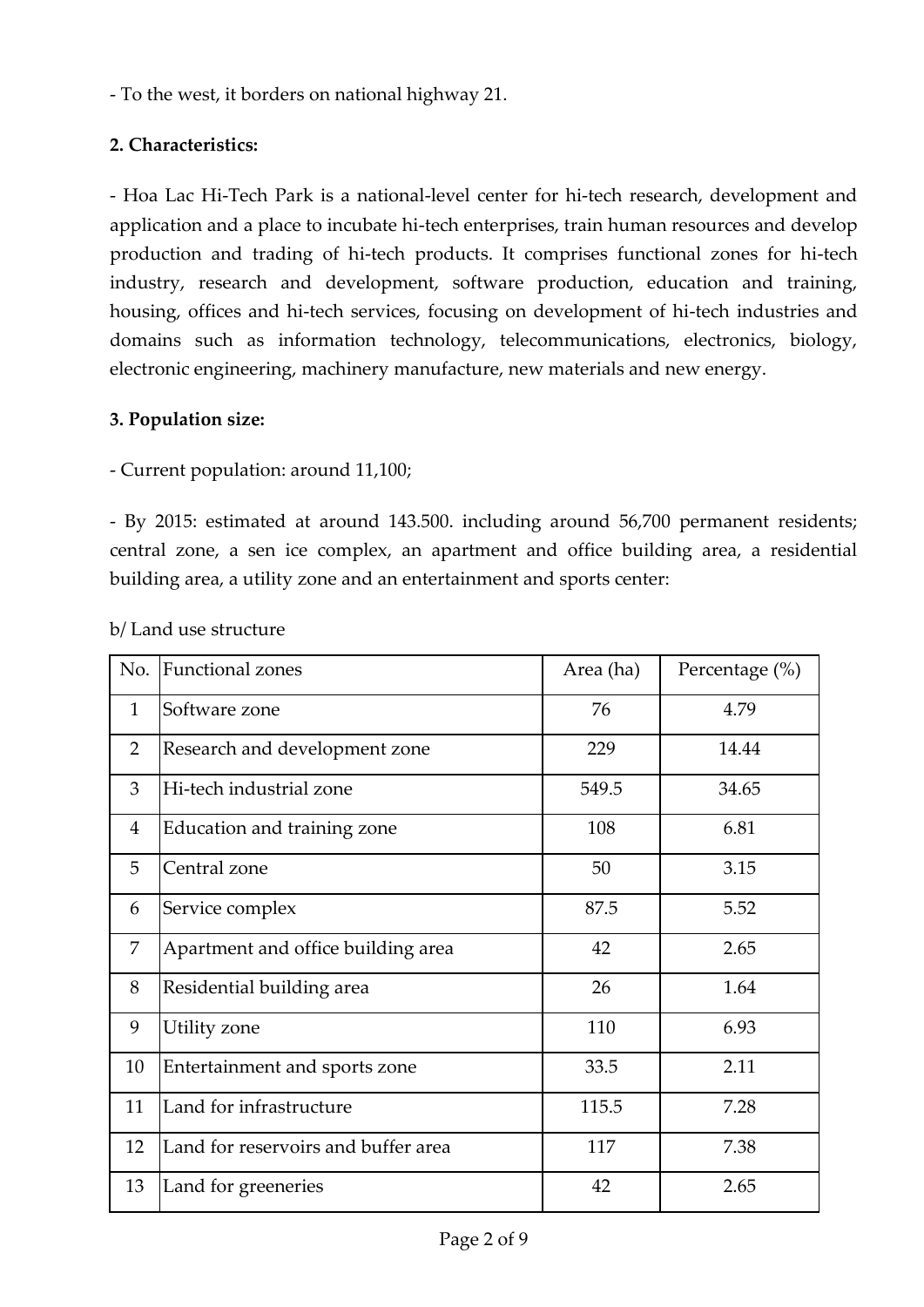- To the west, it borders on national highway 21.

**2. Characteristics:**

- Hoa Lac Hi-Tech Park is a national-level center for hi-tech research, development and application and a place to incubate hi-tech enterprises, train human resources and develop production and trading of hi-tech products. It comprises functional zones for hi-tech industry, research and development, software production, education and training, housing, offices and hi-tech services, focusing on development of hi-tech industries and domains such as information technology, telecommunications, electronics, biology, electronic engineering, machinery manufacture, new materials and new energy.

**3. Population size:**

- Current population: around 11,100;

- By 2015: estimated at around 143.500. including around 56,700 permanent residents; central zone, a sen ice complex, an apartment and office building area, a residential building area, a utility zone and an entertainment and sports center:

b/ Land use structure

| No. | Functional zones | Area (ha) | Percentage (%) |
|---|---|---|---|
| 1 | Software zone | 76 | 4.79 |
| 2 | Research and development zone | 229 | 14.44 |
| 3 | Hi-tech industrial zone | 549.5 | 34.65 |
| 4 | Education and training zone | 108 | 6.81 |
| 5 | Central zone | 50 | 3.15 |
| 6 | Service complex | 87.5 | 5.52 |
| 7 | Apartment and office building area | 42 | 2.65 |
| 8 | Residential building area | 26 | 1.64 |
| 9 | Utility zone | 110 | 6.93 |
| 10 | Entertainment and sports zone | 33.5 | 2.11 |
| 11 | Land for infrastructure | 115.5 | 7.28 |
| 12 | Land for reservoirs and buffer area | 117 | 7.38 |
| 13 | Land for greeneries | 42 | 2.65 |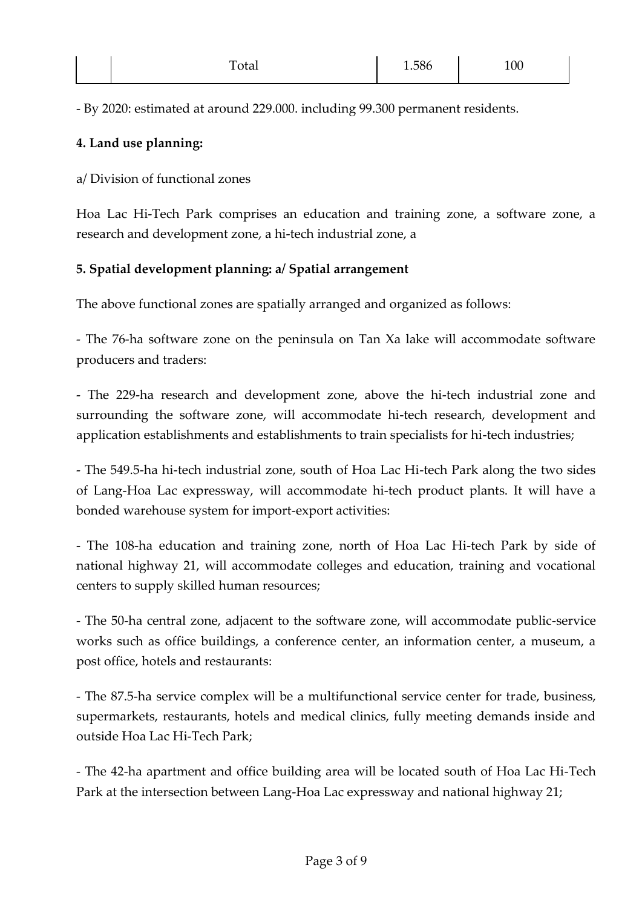| | | | |
|---|---|---|---|
| | Total | 1.586 | 100 |

- By 2020: estimated at around 229.000. including 99.300 permanent residents.

**4. Land use planning:**

a/ Division of functional zones

Hoa Lac Hi-Tech Park comprises an education and training zone, a software zone, a research and development zone, a hi-tech industrial zone, a

**5. Spatial development planning: a/ Spatial arrangement**

The above functional zones are spatially arranged and organized as follows:

- The 76-ha software zone on the peninsula on Tan Xa lake will accommodate software producers and traders:

- The 229-ha research and development zone, above the hi-tech industrial zone and surrounding the software zone, will accommodate hi-tech research, development and application establishments and establishments to train specialists for hi-tech industries;

- The 549.5-ha hi-tech industrial zone, south of Hoa Lac Hi-tech Park along the two sides of Lang-Hoa Lac expressway, will accommodate hi-tech product plants. It will have a bonded warehouse system for import-export activities:

- The 108-ha education and training zone, north of Hoa Lac Hi-tech Park by side of national highway 21, will accommodate colleges and education, training and vocational centers to supply skilled human resources;

- The 50-ha central zone, adjacent to the software zone, will accommodate public-service works such as office buildings, a conference center, an information center, a museum, a post office, hotels and restaurants:

- The 87.5-ha service complex will be a multifunctional service center for trade, business, supermarkets, restaurants, hotels and medical clinics, fully meeting demands inside and outside Hoa Lac Hi-Tech Park;

- The 42-ha apartment and office building area will be located south of Hoa Lac Hi-Tech Park at the intersection between Lang-Hoa Lac expressway and national highway 21;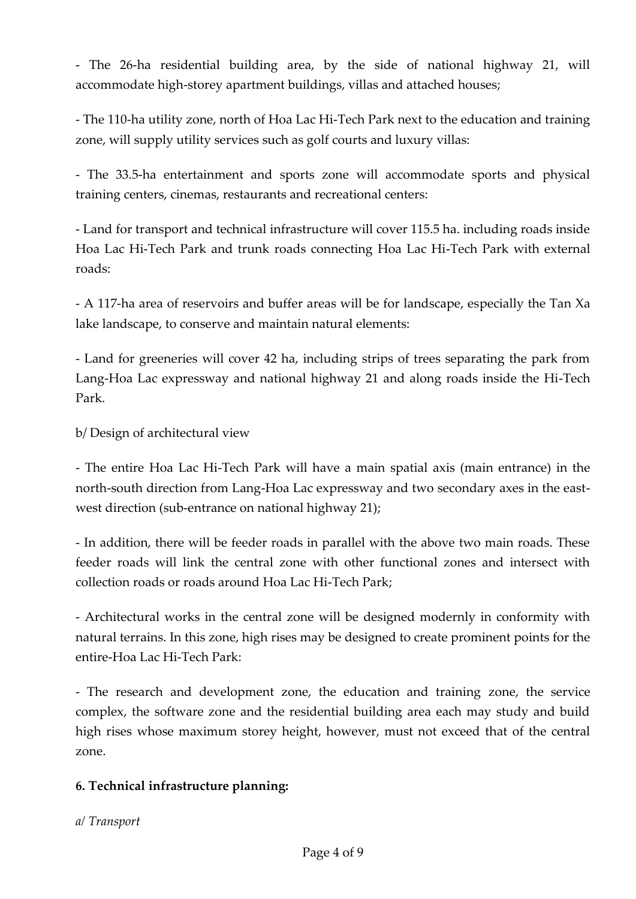- The 26-ha residential building area, by the side of national highway 21, will accommodate high-storey apartment buildings, villas and attached houses;

- The 110-ha utility zone, north of Hoa Lac Hi-Tech Park next to the education and training zone, will supply utility services such as golf courts and luxury villas:

- The 33.5-ha entertainment and sports zone will accommodate sports and physical training centers, cinemas, restaurants and recreational centers:

- Land for transport and technical infrastructure will cover 115.5 ha. including roads inside Hoa Lac Hi-Tech Park and trunk roads connecting Hoa Lac Hi-Tech Park with external roads:

- A 117-ha area of reservoirs and buffer areas will be for landscape, especially the Tan Xa lake landscape, to conserve and maintain natural elements:

- Land for greeneries will cover 42 ha, including strips of trees separating the park from Lang-Hoa Lac expressway and national highway 21 and along roads inside the Hi-Tech Park.

b/ Design of architectural view

- The entire Hoa Lac Hi-Tech Park will have a main spatial axis (main entrance) in the north-south direction from Lang-Hoa Lac expressway and two secondary axes in the east-west direction (sub-entrance on national highway 21);

- In addition, there will be feeder roads in parallel with the above two main roads. These feeder roads will link the central zone with other functional zones and intersect with collection roads or roads around Hoa Lac Hi-Tech Park;

- Architectural works in the central zone will be designed modernly in conformity with natural terrains. In this zone, high rises may be designed to create prominent points for the entire-Hoa Lac Hi-Tech Park:

- The research and development zone, the education and training zone, the service complex, the software zone and the residential building area each may study and build high rises whose maximum storey height, however, must not exceed that of the central zone.

**6. Technical infrastructure planning:**

*a/ Transport*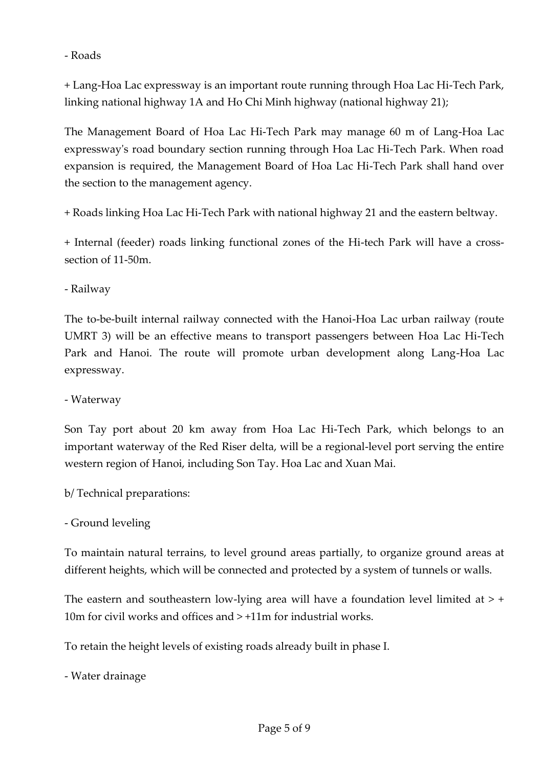- Roads

+ Lang-Hoa Lac expressway is an important route running through Hoa Lac Hi-Tech Park, linking national highway 1A and Ho Chi Minh highway (national highway 21);

The Management Board of Hoa Lac Hi-Tech Park may manage 60 m of Lang-Hoa Lac expressway's road boundary section running through Hoa Lac Hi-Tech Park. When road expansion is required, the Management Board of Hoa Lac Hi-Tech Park shall hand over the section to the management agency.

+ Roads linking Hoa Lac Hi-Tech Park with national highway 21 and the eastern beltway.

+ Internal (feeder) roads linking functional zones of the Hi-tech Park will have a cross-section of 11-50m.

- Railway

The to-be-built internal railway connected with the Hanoi-Hoa Lac urban railway (route UMRT 3) will be an effective means to transport passengers between Hoa Lac Hi-Tech Park and Hanoi. The route will promote urban development along Lang-Hoa Lac expressway.

- Waterway

Son Tay port about 20 km away from Hoa Lac Hi-Tech Park, which belongs to an important waterway of the Red Riser delta, will be a regional-level port serving the entire western region of Hanoi, including Son Tay. Hoa Lac and Xuan Mai.

b/ Technical preparations:

- Ground leveling

To maintain natural terrains, to level ground areas partially, to organize ground areas at different heights, which will be connected and protected by a system of tunnels or walls.

The eastern and southeastern low-lying area will have a foundation level limited at > + 10m for civil works and offices and > +11m for industrial works.

To retain the height levels of existing roads already built in phase I.

- Water drainage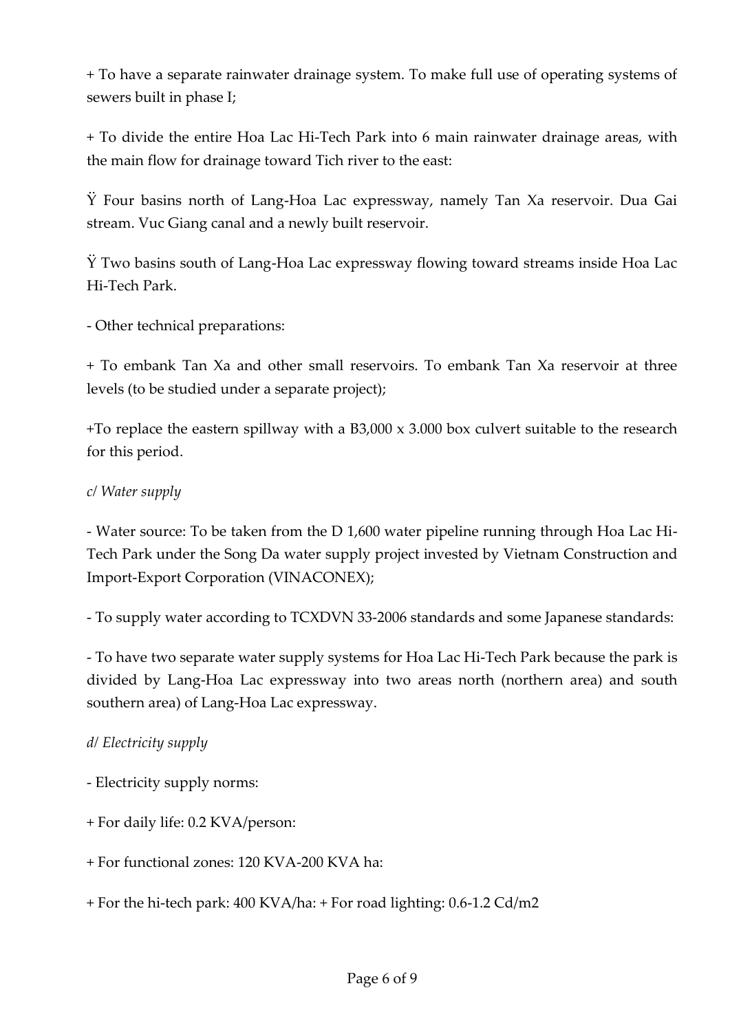+ To have a separate rainwater drainage system. To make full use of operating systems of sewers built in phase I;

+ To divide the entire Hoa Lac Hi-Tech Park into 6 main rainwater drainage areas, with the main flow for drainage toward Tich river to the east:

Ÿ Four basins north of Lang-Hoa Lac expressway, namely Tan Xa reservoir. Dua Gai stream. Vuc Giang canal and a newly built reservoir.

Ÿ Two basins south of Lang-Hoa Lac expressway flowing toward streams inside Hoa Lac Hi-Tech Park.

- Other technical preparations:

+ To embank Tan Xa and other small reservoirs. To embank Tan Xa reservoir at three levels (to be studied under a separate project);

+To replace the eastern spillway with a B3,000 x 3.000 box culvert suitable to the research for this period.

*c/ Water supply*

- Water source: To be taken from the D 1,600 water pipeline running through Hoa Lac Hi-Tech Park under the Song Da water supply project invested by Vietnam Construction and Import-Export Corporation (VINACONEX);

- To supply water according to TCXDVN 33-2006 standards and some Japanese standards:

- To have two separate water supply systems for Hoa Lac Hi-Tech Park because the park is divided by Lang-Hoa Lac expressway into two areas north (northern area) and south southern area) of Lang-Hoa Lac expressway.

*d/ Electricity supply*

- Electricity supply norms:

+ For daily life: 0.2 KVA/person:

+ For functional zones: 120 KVA-200 KVA ha:

+ For the hi-tech park: 400 KVA/ha: + For road lighting: 0.6-1.2 Cd/m2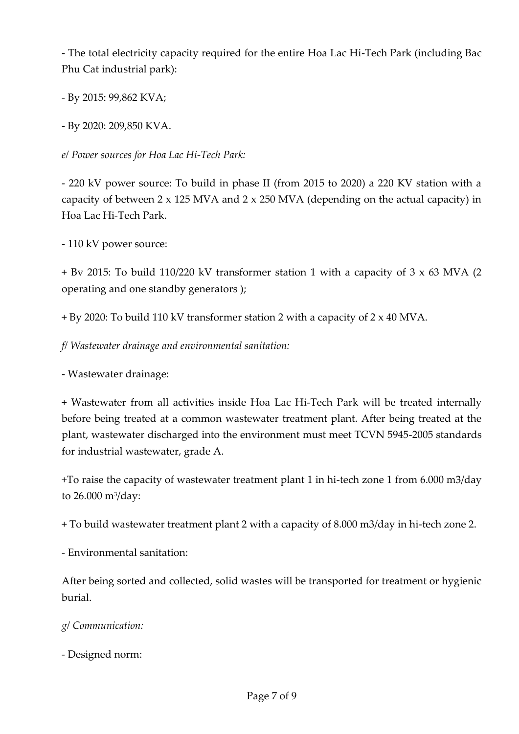- The total electricity capacity required for the entire Hoa Lac Hi-Tech Park (including Bac Phu Cat industrial park):

- By 2015: 99,862 KVA;

- By 2020: 209,850 KVA.

*e/ Power sources for Hoa Lac Hi-Tech Park:*

- 220 kV power source: To build in phase II (from 2015 to 2020) a 220 KV station with a capacity of between 2 x 125 MVA and 2 x 250 MVA (depending on the actual capacity) in Hoa Lac Hi-Tech Park.

- 110 kV power source:

+ Bv 2015: To build 110/220 kV transformer station 1 with a capacity of 3 x 63 MVA (2 operating and one standby generators );

+ By 2020: To build 110 kV transformer station 2 with a capacity of 2 x 40 MVA.

*f/ Wastewater drainage and environmental sanitation:*

- Wastewater drainage:

+ Wastewater from all activities inside Hoa Lac Hi-Tech Park will be treated internally before being treated at a common wastewater treatment plant. After being treated at the plant, wastewater discharged into the environment must meet TCVN 5945-2005 standards for industrial wastewater, grade A.

+To raise the capacity of wastewater treatment plant 1 in hi-tech zone 1 from 6.000 m3/day to 26.000 $m^3$/day:

+ To build wastewater treatment plant 2 with a capacity of 8.000 m3/day in hi-tech zone 2.

- Environmental sanitation:

After being sorted and collected, solid wastes will be transported for treatment or hygienic burial.

*g/ Communication:*

- Designed norm: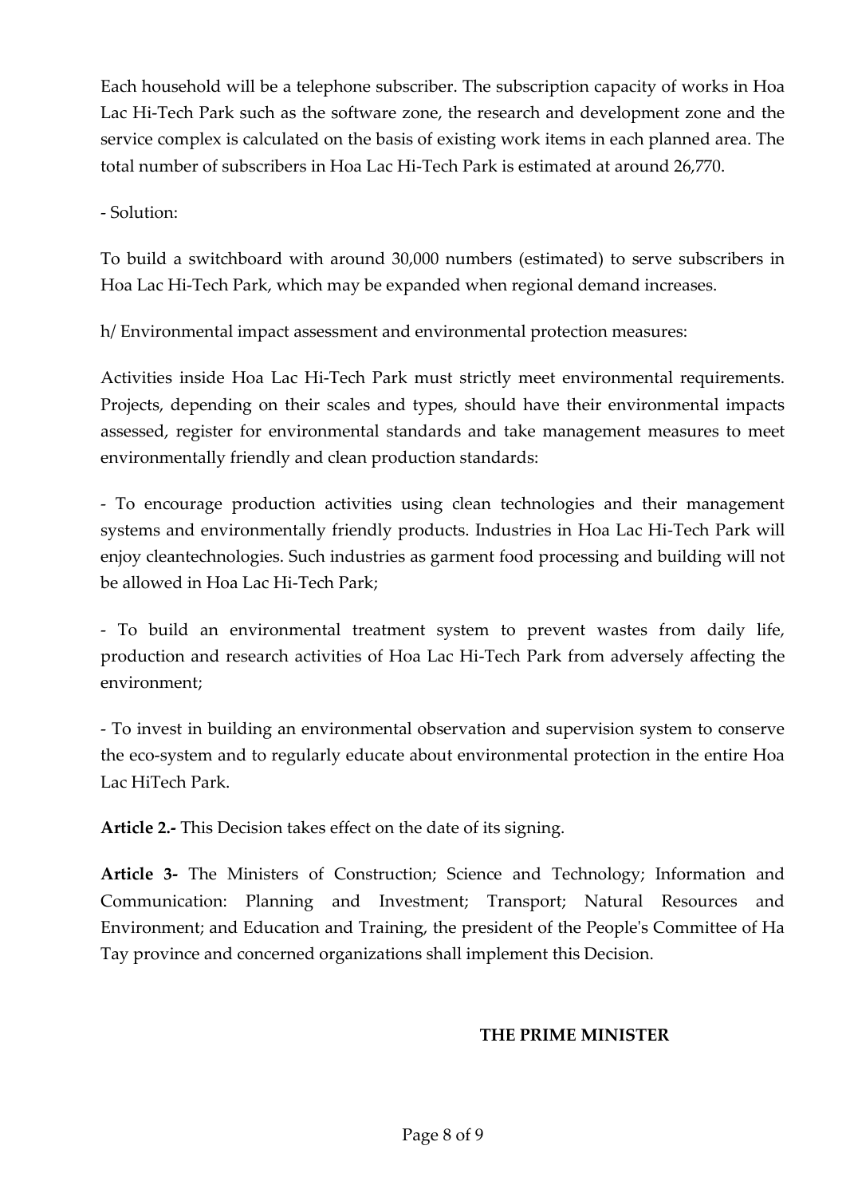Each household will be a telephone subscriber. The subscription capacity of works in Hoa Lac Hi-Tech Park such as the software zone, the research and development zone and the service complex is calculated on the basis of existing work items in each planned area. The total number of subscribers in Hoa Lac Hi-Tech Park is estimated at around 26,770.

- Solution:

To build a switchboard with around 30,000 numbers (estimated) to serve subscribers in Hoa Lac Hi-Tech Park, which may be expanded when regional demand increases.

h/ Environmental impact assessment and environmental protection measures:

Activities inside Hoa Lac Hi-Tech Park must strictly meet environmental requirements. Projects, depending on their scales and types, should have their environmental impacts assessed, register for environmental standards and take management measures to meet environmentally friendly and clean production standards:

- To encourage production activities using clean technologies and their management systems and environmentally friendly products. Industries in Hoa Lac Hi-Tech Park will enjoy cleantechnologies. Such industries as garment food processing and building will not be allowed in Hoa Lac Hi-Tech Park;

- To build an environmental treatment system to prevent wastes from daily life, production and research activities of Hoa Lac Hi-Tech Park from adversely affecting the environment;

- To invest in building an environmental observation and supervision system to conserve the eco-system and to regularly educate about environmental protection in the entire Hoa Lac HiTech Park.

**Article 2.-** This Decision takes effect on the date of its signing.

**Article 3-** The Ministers of Construction; Science and Technology; Information and Communication: Planning and Investment; Transport; Natural Resources and Environment; and Education and Training, the president of the People's Committee of Ha Tay province and concerned organizations shall implement this Decision.

**THE PRIME MINISTER**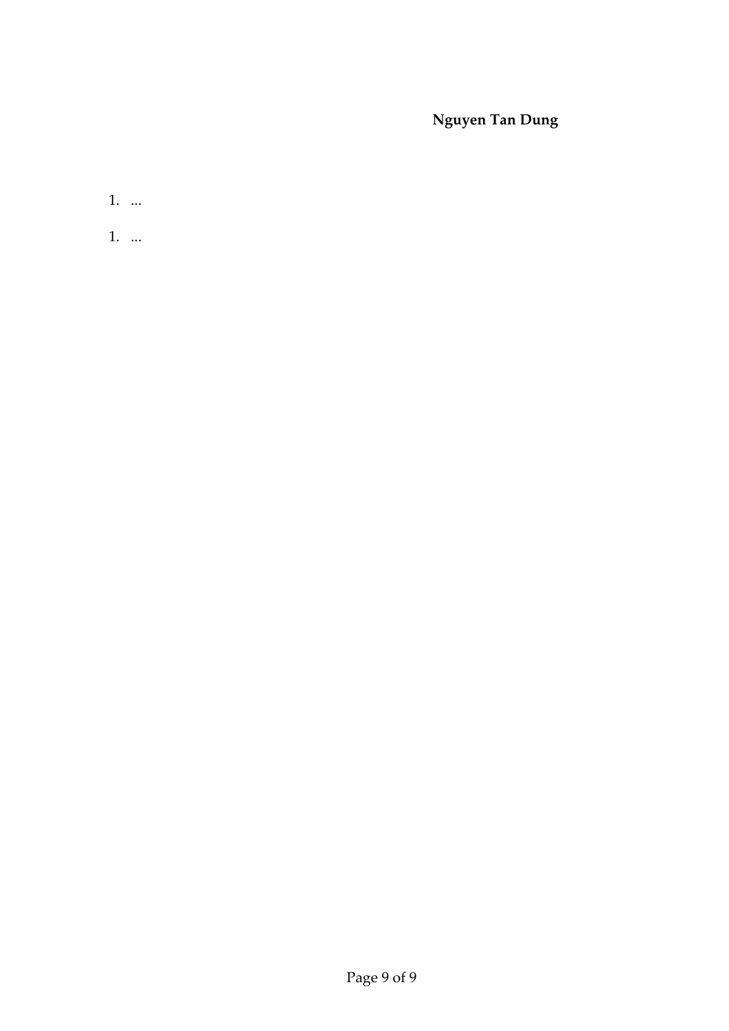**Nguyen Tan Dung**

1. ...

1. ...